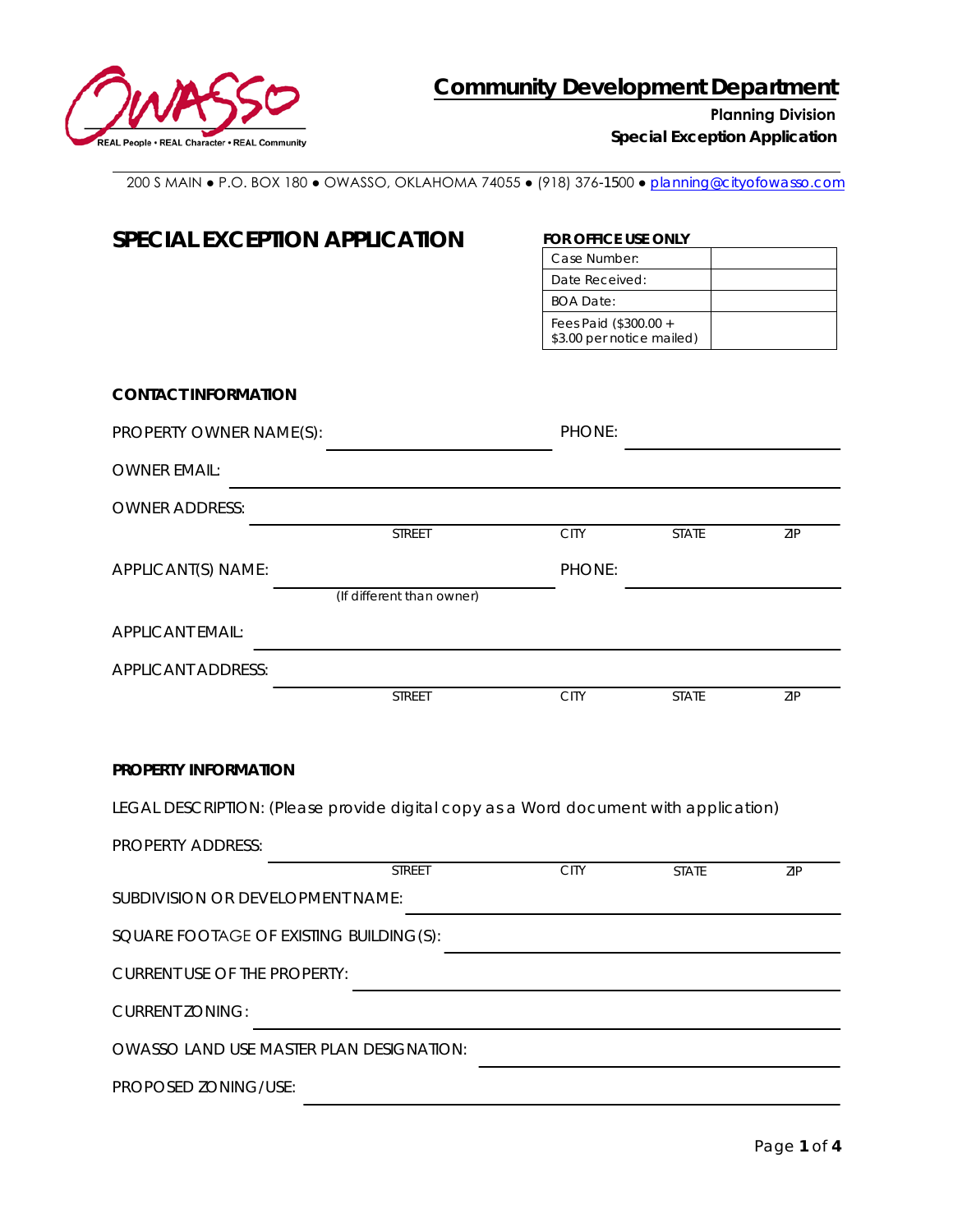# Community Development Department

**Planning Division**
**Special Exception Application**

200 S MAIN ● P.O. BOX 180 ● OWASSO, OKLAHOMA 74055 ● (918) 376-1500 ● planning@cityofowasso.com

## SPECIAL EXCEPTION APPLICATION

**FOR OFFICE USE ONLY**

| | |
|---|---|
| Case Number: | |
| Date Received: | |
| BOA Date: | |
| Fees Paid ($300.00 + $3.00 per notice mailed) | |

### CONTACT INFORMATION

PROPERTY OWNER NAME(S): ______________________ PHONE: ______________________

OWNER EMAIL: ______________________________________________

OWNER ADDRESS: ______________________________________________
STREET CITY STATE ZIP

APPLICANT(S) NAME: ______________________ PHONE: ______________________
(If different than owner)

APPLICANT EMAIL: ______________________________________________

APPLICANT ADDRESS: ______________________________________________
STREET CITY STATE ZIP

### PROPERTY INFORMATION

LEGAL DESCRIPTION: (Please provide digital copy as a Word document with application)

PROPERTY ADDRESS: ______________________________________________
STREET CITY STATE ZIP

SUBDIVISION OR DEVELOPMENT NAME: ______________________________

SQUARE FOOTAGE OF EXISTING BUILDING(S): ______________________________

CURRENT USE OF THE PROPERTY: ______________________________

CURRENT ZONING: ______________________________

OWASSO LAND USE MASTER PLAN DESIGNATION: ______________________________

PROPOSED ZONING/USE: ______________________________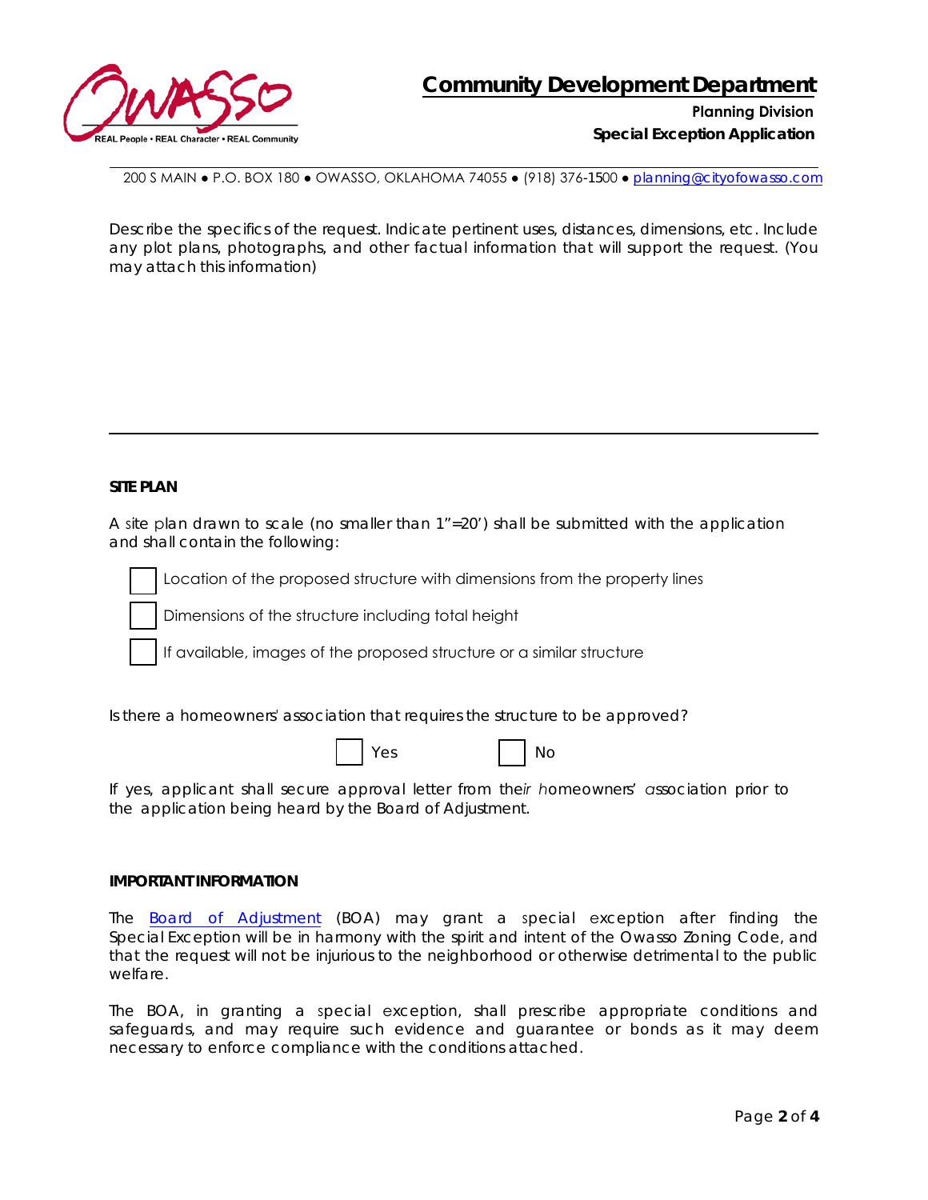# Community Development Department

**Planning Division**

**Special Exception Application**

200 S MAIN ● P.O. BOX 180 ● OWASSO, OKLAHOMA 74055 ● (918) 376-1500 ● planning@cityofowasso.com

Describe the specifics of the request. Indicate pertinent uses, distances, dimensions, etc. Include any plot plans, photographs, and other factual information that will support the request. (You may attach this information)

---

**SITE PLAN**

A site plan drawn to scale (no smaller than 1"=20') shall be submitted with the application and shall contain the following:

- ☐ Location of the proposed structure with dimensions from the property lines
- ☐ Dimensions of the structure including total height
- ☐ If available, images of the proposed structure or a similar structure

Is there a homeowners' association that requires the structure to be approved?

☐ Yes ☐ No

If yes, applicant shall secure approval letter from their homeowners' association prior to the application being heard by the Board of Adjustment.

**IMPORTANT INFORMATION**

The Board of Adjustment (BOA) may grant a special exception after finding the Special Exception will be in harmony with the spirit and intent of the Owasso Zoning Code, and that the request will not be injurious to the neighborhood or otherwise detrimental to the public welfare.

The BOA, in granting a special exception, shall prescribe appropriate conditions and safeguards, and may require such evidence and guarantee or bonds as it may deem necessary to enforce compliance with the conditions attached.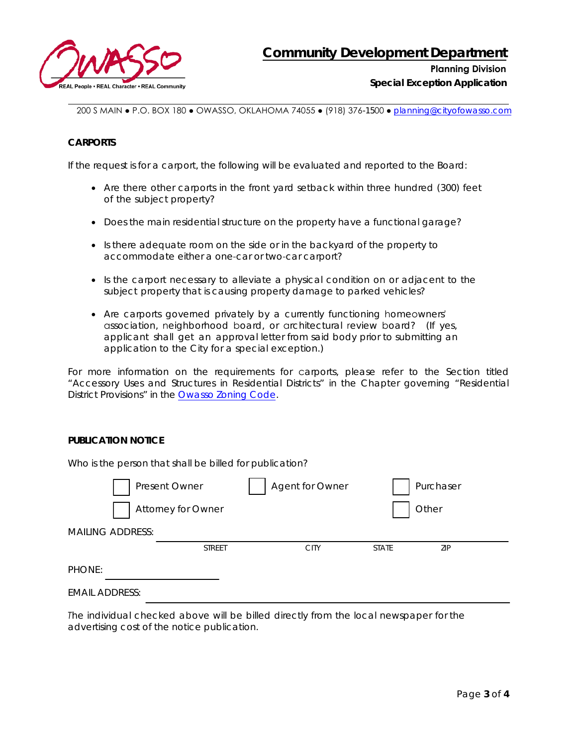**Community Development Department**

**Planning Division**

**Special Exception Application**

200 S MAIN ● P.O. BOX 180 ● OWASSO, OKLAHOMA 74055 ● (918) 376-1500 ● planning@cityofowasso.com

**CARPORTS**

If the request is for a carport, the following will be evaluated and reported to the Board:

- Are there other carports in the front yard setback within three hundred (300) feet of the subject property?
- Does the main residential structure on the property have a functional garage?
- Is there adequate room on the side or in the backyard of the property to accommodate either a one-car or two-car carport?
- Is the carport necessary to alleviate a physical condition on or adjacent to the subject property that is causing property damage to parked vehicles?
- Are carports governed privately by a currently functioning homeowners' association, neighborhood board, or architectural review board? (If yes, applicant shall get an approval letter from said body prior to submitting an application to the City for a special exception.)

For more information on the requirements for carports, please refer to the Section titled "Accessory Uses and Structures in Residential Districts" in the Chapter governing "Residential District Provisions" in the Owasso Zoning Code.

**PUBLICATION NOTICE**

Who is the person that shall be billed for publication?

☐ Present Owner ☐ Agent for Owner ☐ Purchaser

☐ Attorney for Owner ☐ Other

MAILING ADDRESS: ______________________________________________
STREET CITY STATE ZIP

PHONE: ____________________

EMAIL ADDRESS: ______________________________________________

The individual checked above will be billed directly from the local newspaper for the advertising cost of the notice publication.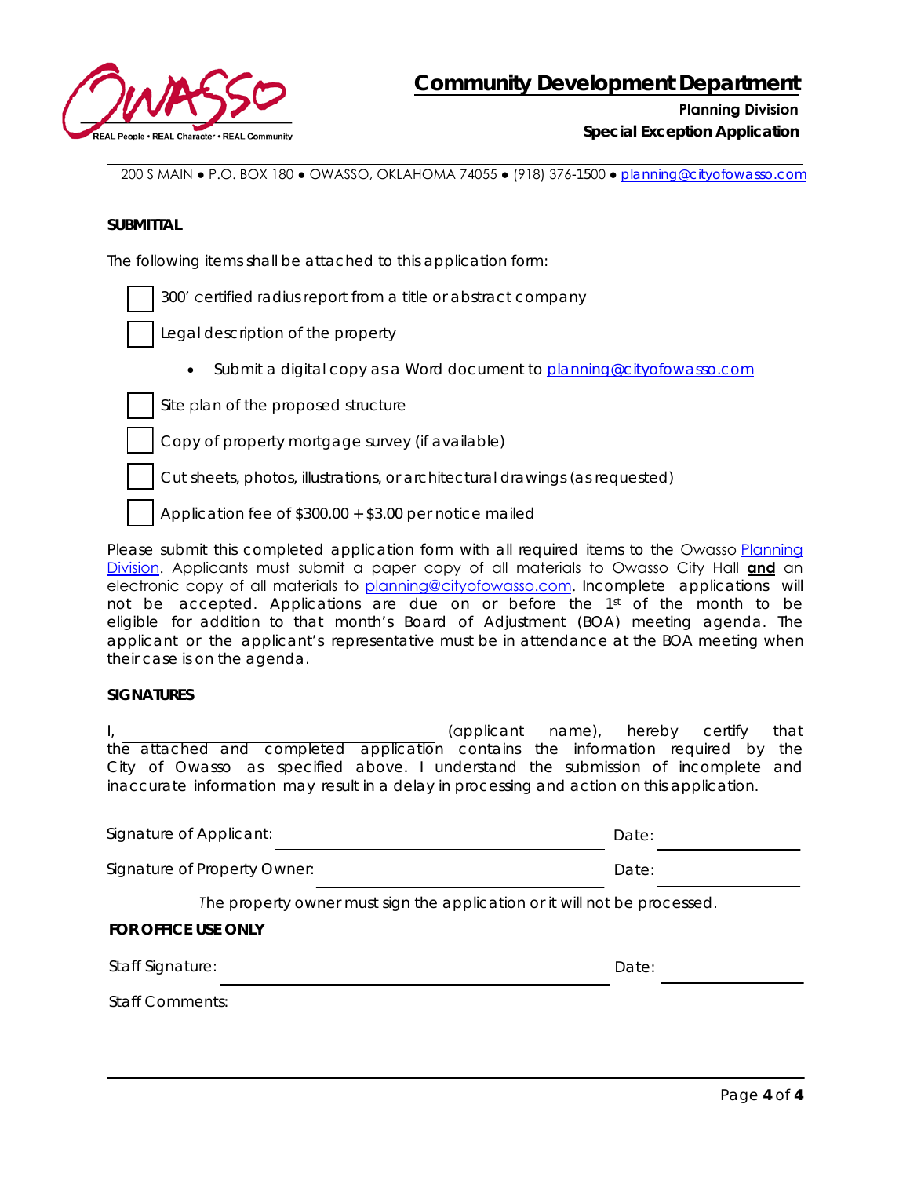**Community Development Department**

**Planning Division**

**Special Exception Application**

200 S MAIN ● P.O. BOX 180 ● OWASSO, OKLAHOMA 74055 ● (918) 376-1500 ● planning@cityofowasso.com

**SUBMITTAL**

The following items shall be attached to this application form:

- [ ] 300' certified radius report from a title or abstract company
- [ ] Legal description of the property
  - Submit a digital copy as a Word document to planning@cityofowasso.com
- [ ] Site plan of the proposed structure
- [ ] Copy of property mortgage survey (if available)
- [ ] Cut sheets, photos, illustrations, or architectural drawings (as requested)
- [ ] Application fee of $300.00 + $3.00 per notice mailed

Please submit this completed application form with all required items to the Owasso Planning Division. Applicants must submit a paper copy of all materials to Owasso City Hall **and** an electronic copy of all materials to planning@cityofowasso.com. Incomplete applications will not be accepted. Applications are due on or before the 1st of the month to be eligible for addition to that month's Board of Adjustment (BOA) meeting agenda. The applicant or the applicant's representative must be in attendance at the BOA meeting when their case is on the agenda.

**SIGNATURES**

I, ______________________________ (applicant name), hereby certify that the attached and completed application contains the information required by the City of Owasso as specified above. I understand the submission of incomplete and inaccurate information may result in a delay in processing and action on this application.

Signature of Applicant: ______________________________ Date: ______________

Signature of Property Owner: ______________________________ Date: ______________

The property owner must sign the application or it will not be processed.

**FOR OFFICE USE ONLY**

Staff Signature: ______________________________ Date: ______________

Staff Comments: